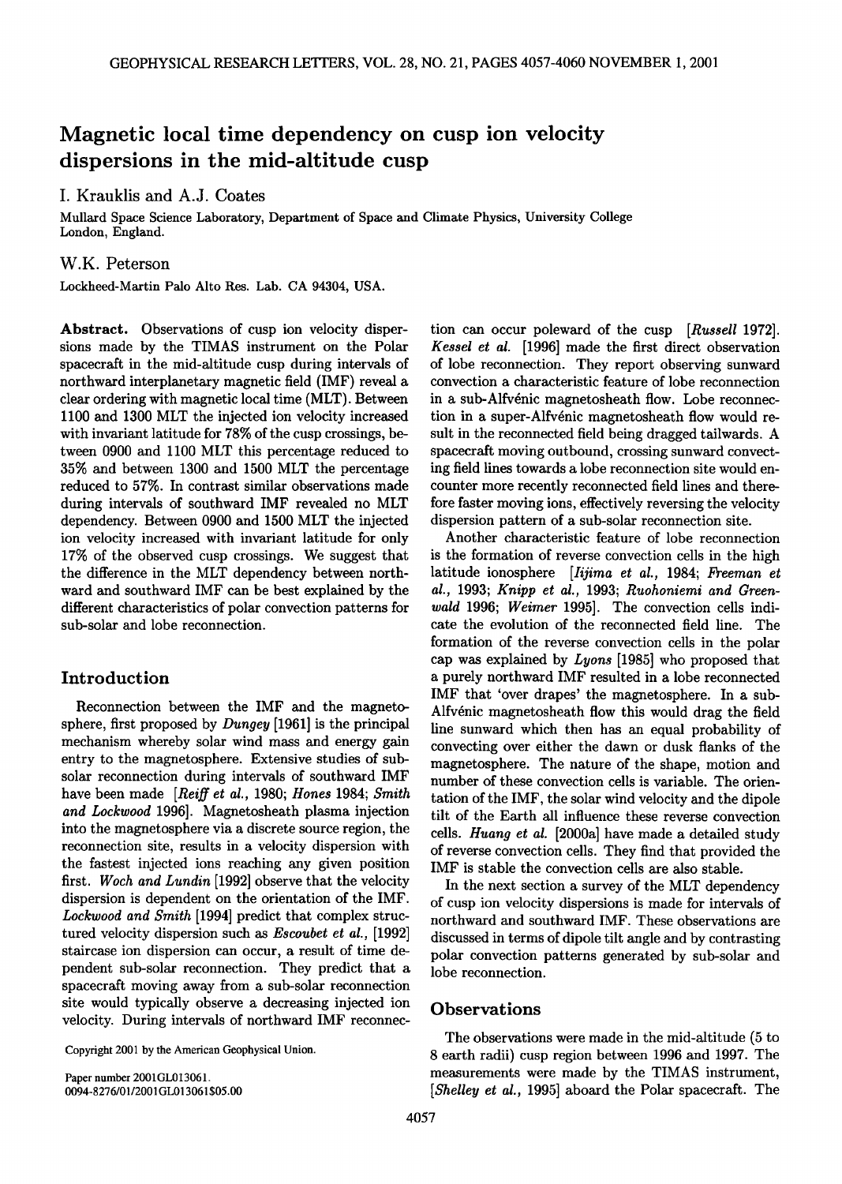# Magnetic local time dependency on cusp ion velocity dispersions in the mid-altitude cusp

I. Krauklis and A.J. Coates

Mullard Space Science Laboratory, Department of Space and Climate Physics, University College London, England.

W.K. Peterson

Lockheed-Martin Palo Alto Res. Lab. CA 94304, USA.

**Abstract.** Observations of cusp ion velocity dispersions made by the TIMAS instrument on the Polar spacecraft in the mid-altitude cusp during intervals of northward interplanetary magnetic field (IMF) reveal a clear ordering with magnetic local time (MLT). Between 1100 and 1300 MLT the injected ion velocity increased with invariant latitude for 78% of the cusp crossings, between 0900 and 1100 MLT this percentage reduced to 35% and between 1300 and 1500 MLT the percentage reduced to 57%. In contrast similar observations made during intervals of southward IMF revealed no MLT dependency. Between 0900 and 1500 MLT the injected ion velocity increased with invariant latitude for only 17% of the observed cusp crossings. We suggest that the difference in the MLT dependency between northward and southward IMF can be best explained by the different characteristics of polar convection patterns for sub-solar and lobe reconnection.

## Introduction

Reconnection between the IMF and the magnetosphere, first proposed by *Dungey* [1961] is the principal mechanism whereby solar wind mass and energy gain entry to the magnetosphere. Extensive studies of sub-solar reconnection during intervals of southward IMF have been made [*Reiff et al.*, 1980; *Hones* 1984; *Smith and Lockwood* 1996]. Magnetosheath plasma injection into the magnetosphere via a discrete source region, the reconnection site, results in a velocity dispersion with the fastest injected ions reaching any given position first. *Woch and Lundin* [1992] observe that the velocity dispersion is dependent on the orientation of the IMF. *Lockwood and Smith* [1994] predict that complex structured velocity dispersion such as *Escoubet et al.*, [1992] staircase ion dispersion can occur, a result of time dependent sub-solar reconnection. They predict that a spacecraft moving away from a sub-solar reconnection site would typically observe a decreasing injected ion velocity. During intervals of northward IMF reconnection can occur poleward of the cusp [*Russell* 1972]. *Kessel et al.* [1996] made the first direct observation of lobe reconnection. They report observing sunward convection a characteristic feature of lobe reconnection in a sub-Alfvénic magnetosheath flow. Lobe reconnection in a super-Alfvénic magnetosheath flow would result in the reconnected field being dragged tailwards. A spacecraft moving outbound, crossing sunward convecting field lines towards a lobe reconnection site would encounter more recently reconnected field lines and therefore faster moving ions, effectively reversing the velocity dispersion pattern of a sub-solar reconnection site.

Another characteristic feature of lobe reconnection is the formation of reverse convection cells in the high latitude ionosphere [*Iijima et al.*, 1984; *Freeman et al.*, 1993; *Knipp et al.*, 1993; *Ruohoniemi and Greenwald* 1996; *Weimer* 1995]. The convection cells indicate the evolution of the reconnected field line. The formation of the reverse convection cells in the polar cap was explained by *Lyons* [1985] who proposed that a purely northward IMF resulted in a lobe reconnected IMF that 'over drapes' the magnetosphere. In a sub-Alfvénic magnetosheath flow this would drag the field line sunward which then has an equal probability of convecting over either the dawn or dusk flanks of the magnetosphere. The nature of the shape, motion and number of these convection cells is variable. The orientation of the IMF, the solar wind velocity and the dipole tilt of the Earth all influence these reverse convection cells. *Huang et al.* [2000a] have made a detailed study of reverse convection cells. They find that provided the IMF is stable the convection cells are also stable.

In the next section a survey of the MLT dependency of cusp ion velocity dispersions is made for intervals of northward and southward IMF. These observations are discussed in terms of dipole tilt angle and by contrasting polar convection patterns generated by sub-solar and lobe reconnection.

## Observations

The observations were made in the mid-altitude (5 to 8 earth radii) cusp region between 1996 and 1997. The measurements were made by the TIMAS instrument, [*Shelley et al.*, 1995] aboard the Polar spacecraft. The

Copyright 2001 by the American Geophysical Union.

Paper number 2001GL013061.
0094-8276/01/2001GL013061$05.00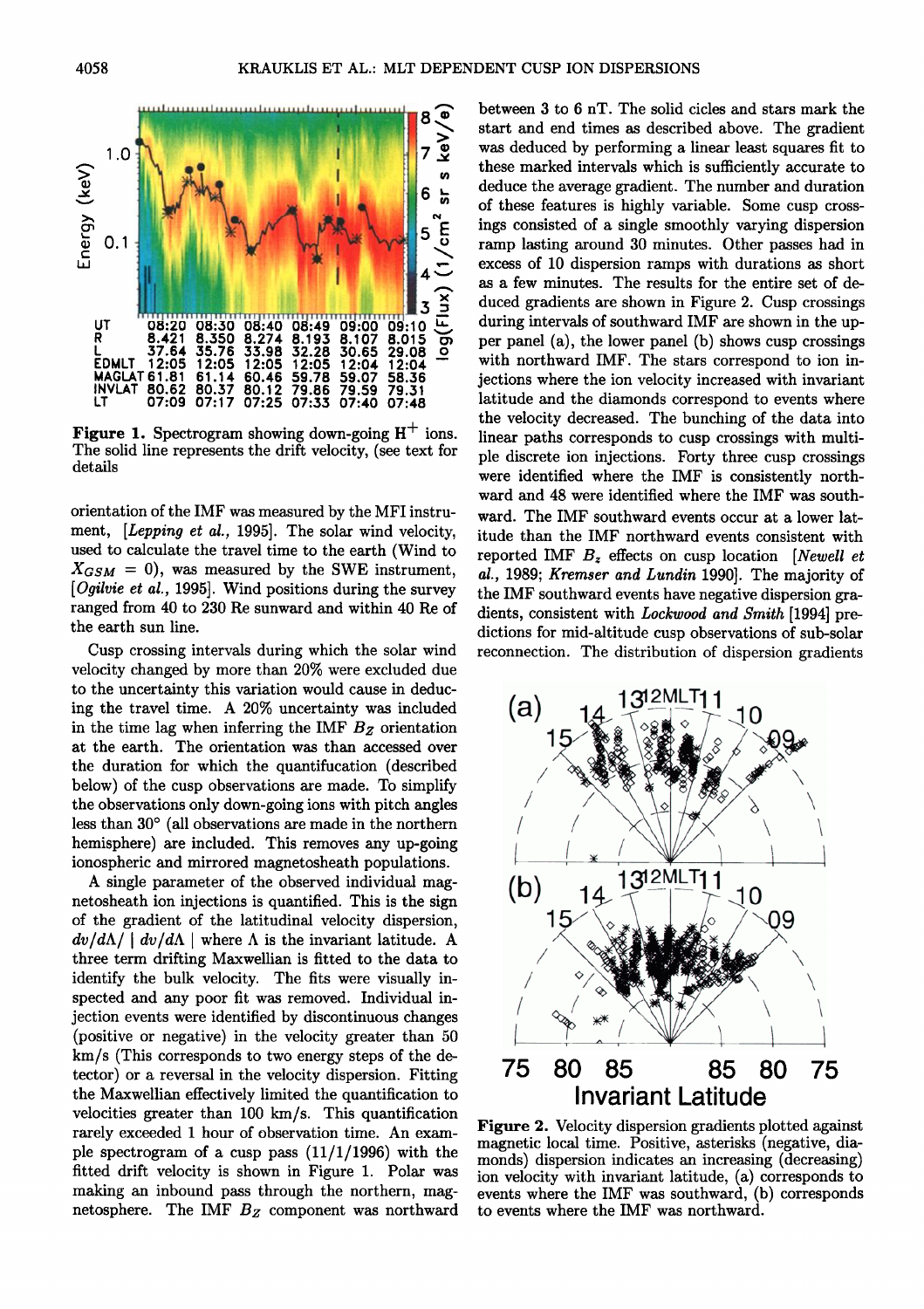Figure 1. Spectrogram showing down-going $H^+$ ions. The solid line represents the drift velocity, (see text for details

orientation of the IMF was measured by the MFI instrument, [*Lepping et al.*, 1995]. The solar wind velocity, used to calculate the travel time to the earth (Wind to $X_{GSM} = 0$), was measured by the SWE instrument, [*Ogilvie et al.*, 1995]. Wind positions during the survey ranged from 40 to 230 Re sunward and within 40 Re of the earth sun line.

Cusp crossing intervals during which the solar wind velocity changed by more than 20% were excluded due to the uncertainty this variation would cause in deducing the travel time. A 20% uncertainty was included in the time lag when inferring the IMF $B_Z$ orientation at the earth. The orientation was than accessed over the duration for which the quantifucation (described below) of the cusp observations are made. To simplify the observations only down-going ions with pitch angles less than 30° (all observations are made in the northern hemisphere) are included. This removes any up-going ionospheric and mirrored magnetosheath populations.

A single parameter of the observed individual magnetosheath ion injections is quantified. This is the sign of the gradient of the latitudinal velocity dispersion, $dv/d\Lambda / \mid dv/d\Lambda \mid$ where $\Lambda$ is the invariant latitude. A three term drifting Maxwellian is fitted to the data to identify the bulk velocity. The fits were visually inspected and any poor fit was removed. Individual injection events were identified by discontinuous changes (positive or negative) in the velocity greater than 50 km/s (This corresponds to two energy steps of the detector) or a reversal in the velocity dispersion. Fitting the Maxwellian effectively limited the quantification to velocities greater than 100 km/s. This quantification rarely exceeded 1 hour of observation time. An example spectrogram of a cusp pass (11/1/1996) with the fitted drift velocity is shown in Figure 1. Polar was making an inbound pass through the northern, magnetosphere. The IMF $B_Z$ component was northward between 3 to 6 nT. The solid cicles and stars mark the start and end times as described above. The gradient was deduced by performing a linear least squares fit to these marked intervals which is sufficiently accurate to deduce the average gradient. The number and duration of these features is highly variable. Some cusp crossings consisted of a single smoothly varying dispersion ramp lasting around 30 minutes. Other passes had in excess of 10 dispersion ramps with durations as short as a few minutes. The results for the entire set of deduced gradients are shown in Figure 2. Cusp crossings during intervals of southward IMF are shown in the upper panel (a), the lower panel (b) shows cusp crossings with northward IMF. The stars correspond to ion injections where the ion velocity increased with invariant latitude and the diamonds correspond to events where the velocity decreased. The bunching of the data into linear paths corresponds to cusp crossings with multiple discrete ion injections. Forty three cusp crossings were identified where the IMF is consistently northward and 48 were identified where the IMF was southward. The IMF southward events occur at a lower latitude than the IMF northward events consistent with reported IMF $B_z$ effects on cusp location [*Newell et al.*, 1989; *Kremser and Lundin* 1990]. The majority of the IMF southward events have negative dispersion gradients, consistent with *Lockwood and Smith* [1994] predictions for mid-altitude cusp observations of sub-solar reconnection. The distribution of dispersion gradients

Figure 2. Velocity dispersion gradients plotted against magnetic local time. Positive, asterisks (negative, diamonds) dispersion indicates an increasing (decreasing) ion velocity with invariant latitude, (a) corresponds to events where the IMF was southward, (b) corresponds to events where the IMF was northward.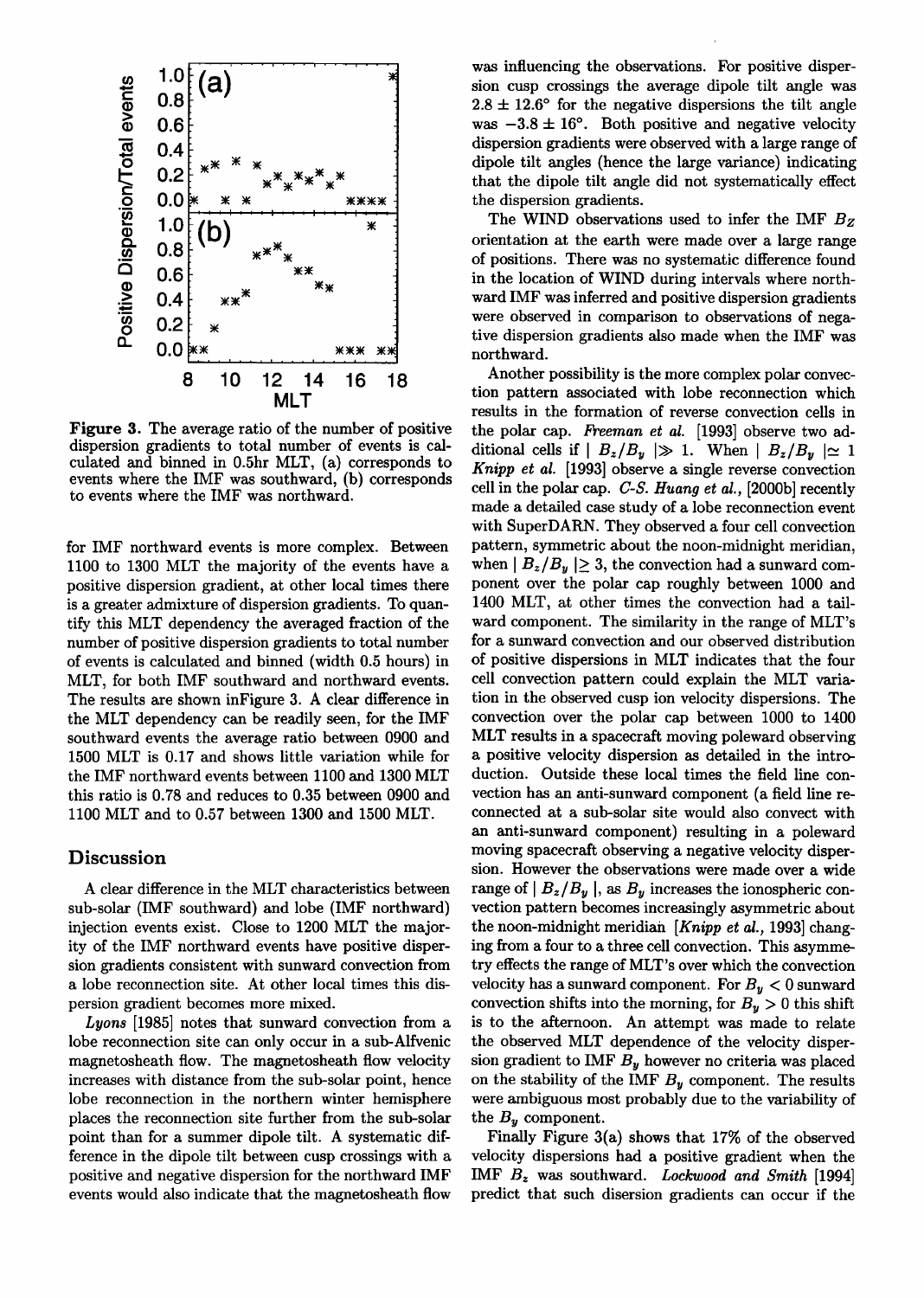**Figure 3.** The average ratio of the number of positive dispersion gradients to total number of events is calculated and binned in 0.5hr MLT, (a) corresponds to events where the IMF was southward, (b) corresponds to events where the IMF was northward.

for IMF northward events is more complex. Between 1100 to 1300 MLT the majority of the events have a positive dispersion gradient, at other local times there is a greater admixture of dispersion gradients. To quantify this MLT dependency the averaged fraction of the number of positive dispersion gradients to total number of events is calculated and binned (width 0.5 hours) in MLT, for both IMF southward and northward events. The results are shown inFigure 3. A clear difference in the MLT dependency can be readily seen, for the IMF southward events the average ratio between 0900 and 1500 MLT is 0.17 and shows little variation while for the IMF northward events between 1100 and 1300 MLT this ratio is 0.78 and reduces to 0.35 between 0900 and 1100 MLT and to 0.57 between 1300 and 1500 MLT.

## Discussion

A clear difference in the MLT characteristics between sub-solar (IMF southward) and lobe (IMF northward) injection events exist. Close to 1200 MLT the majority of the IMF northward events have positive dispersion gradients consistent with sunward convection from a lobe reconnection site. At other local times this dispersion gradient becomes more mixed.

*Lyons* [1985] notes that sunward convection from a lobe reconnection site can only occur in a sub-Alfvenic magnetosheath flow. The magnetosheath flow velocity increases with distance from the sub-solar point, hence lobe reconnection in the northern winter hemisphere places the reconnection site further from the sub-solar point than for a summer dipole tilt. A systematic difference in the dipole tilt between cusp crossings with a positive and negative dispersion for the northward IMF events would also indicate that the magnetosheath flow was influencing the observations. For positive dispersion cusp crossings the average dipole tilt angle was $2.8 \pm 12.6°$ for the negative dispersions the tilt angle was $-3.8 \pm 16°$. Both positive and negative velocity dispersion gradients were observed with a large range of dipole tilt angles (hence the large variance) indicating that the dipole tilt angle did not systematically effect the dispersion gradients.

The WIND observations used to infer the IMF $B_Z$ orientation at the earth were made over a large range of positions. There was no systematic difference found in the location of WIND during intervals where northward IMF was inferred and positive dispersion gradients were observed in comparison to observations of negative dispersion gradients also made when the IMF was northward.

Another possibility is the more complex polar convection pattern associated with lobe reconnection which results in the formation of reverse convection cells in the polar cap. *Freeman et al.* [1993] observe two additional cells if $| B_z/B_y | \gg 1$. When $| B_z/B_y | \simeq 1$ *Knipp et al.* [1993] observe a single reverse convection cell in the polar cap. *C-S. Huang et al.*, [2000b] recently made a detailed case study of a lobe reconnection event with SuperDARN. They observed a four cell convection pattern, symmetric about the noon-midnight meridian, when $| B_z/B_y | \geq 3$, the convection had a sunward component over the polar cap roughly between 1000 and 1400 MLT, at other times the convection had a tailward component. The similarity in the range of MLT's for a sunward convection and our observed distribution of positive dispersions in MLT indicates that the four cell convection pattern could explain the MLT variation in the observed cusp ion velocity dispersions. The convection over the polar cap between 1000 to 1400 MLT results in a spacecraft moving poleward observing a positive velocity dispersion as detailed in the introduction. Outside these local times the field line convection has an anti-sunward component (a field line reconnected at a sub-solar site would also convect with an anti-sunward component) resulting in a poleward moving spacecraft observing a negative velocity dispersion. However the observations were made over a wide range of $| B_z/B_y |$, as $B_y$ increases the ionospheric convection pattern becomes increasingly asymmetric about the noon-midnight meridian [*Knipp et al.*, 1993] changing from a four to a three cell convection. This asymmetry effects the range of MLT's over which the convection velocity has a sunward component. For $B_y < 0$ sunward convection shifts into the morning, for $B_y > 0$ this shift is to the afternoon. An attempt was made to relate the observed MLT dependence of the velocity dispersion gradient to IMF $B_y$ however no criteria was placed on the stability of the IMF $B_y$ component. The results were ambiguous most probably due to the variability of the $B_y$ component.

Finally Figure 3(a) shows that 17% of the observed velocity dispersions had a positive gradient when the IMF $B_z$ was southward. *Lockwood and Smith* [1994] predict that such disersion gradients can occur if the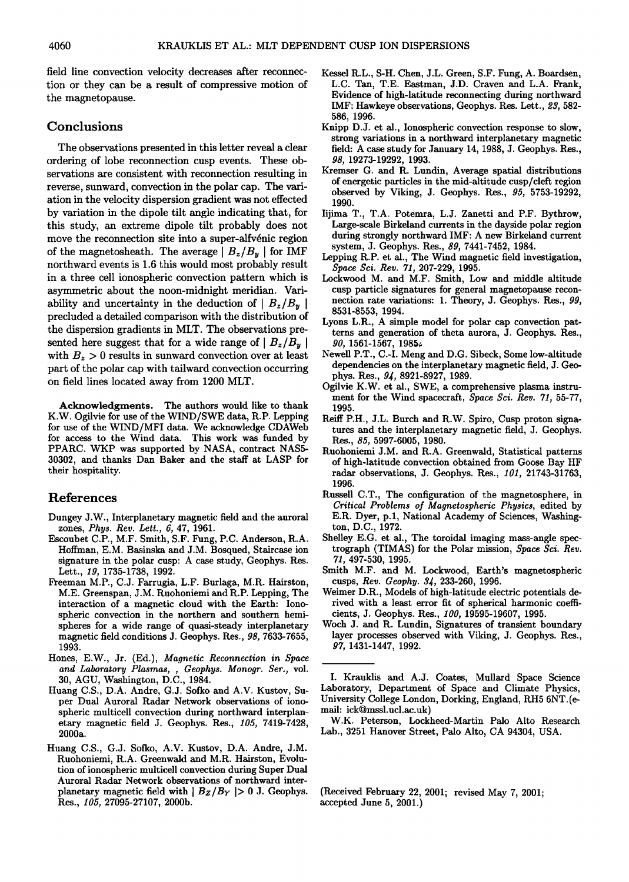field line convection velocity decreases after reconnection or they can be a result of compressive motion of the magnetopause.

## Conclusions

The observations presented in this letter reveal a clear ordering of lobe reconnection cusp events. These observations are consistent with reconnection resulting in reverse, sunward, convection in the polar cap. The variation in the velocity dispersion gradient was not effected by variation in the dipole tilt angle indicating that, for this study, an extreme dipole tilt probably does not move the reconnection site into a super-alfvénic region of the magnetosheath. The average $| B_z/B_y |$ for IMF northward events is 1.6 this would most probably result in a three cell ionospheric convection pattern which is asymmetric about the noon-midnight meridian. Variability and uncertainty in the deduction of $| B_z/B_y |$ precluded a detailed comparison with the distribution of the dispersion gradients in MLT. The observations presented here suggest that for a wide range of $| B_z/B_y |$ with $B_z > 0$ results in sunward convection over at least part of the polar cap with tailward convection occurring on field lines located away from 1200 MLT.

**Acknowledgments.** The authors would like to thank K.W. Ogilvie for use of the WIND/SWE data, R.P. Lepping for use of the WIND/MFI data. We acknowledge CDAWeb for access to the Wind data. This work was funded by PPARC. WKP was supported by NASA, contract NAS5-30302, and thanks Dan Baker and the staff at LASP for their hospitality.

## References

Dungey J.W., Interplanetary magnetic field and the auroral zones, *Phys. Rev. Lett.*, *6*, 47, 1961.

Escoubet C.P., M.F. Smith, S.F. Fung, P.C. Anderson, R.A. Hoffman, E.M. Basinska and J.M. Bosqued, Staircase ion signature in the polar cusp: A case study, Geophys. Res. Lett., *19*, 1735-1738, 1992.

Freeman M.P., C.J. Farrugia, L.F. Burlaga, M.R. Hairston, M.E. Greenspan, J.M. Ruohoniemi and R.P. Lepping, The interaction of a magnetic cloud with the Earth: Ionospheric convection in the northern and southern hemispheres for a wide range of quasi-steady interplanetary magnetic field conditions J. Geophys. Res., *98*, 7633-7655, 1993.

Hones, E.W., Jr. (Ed.), *Magnetic Reconnection in Space and Laboratory Plasmas*, , *Geophys. Monogr. Ser.*, vol. 30, AGU, Washington, D.C., 1984.

Huang C.S., D.A. Andre, G.J. Sofko and A.V. Kustov, Super Dual Auroral Radar Network observations of ionospheric multicell convection during northward interplanetary magnetic field J. Geophys. Res., *105*, 7419-7428, 2000a.

Huang C.S., G.J. Sofko, A.V. Kustov, D.A. Andre, J.M. Ruohoniemi, R.A. Greenwald and M.R. Hairston, Evolution of ionospheric multicell convection during Super Dual Auroral Radar Network observations of northward interplanetary magnetic field with $| B_Z/B_Y | > 0$ J. Geophys. Res., *105*, 27095-27107, 2000b.

Kessel R.L., S-H. Chen, J.L. Green, S.F. Fung, A. Boardsen, L.C. Tan, T.E. Eastman, J.D. Craven and L.A. Frank, Evidence of high-latitude reconnecting during northward IMF: Hawkeye observations, Geophys. Res. Lett., *23*, 582-586, 1996.

Knipp D.J. et al., Ionospheric convection response to slow, strong variations in a northward interplanetary magnetic field: A case study for January 14, 1988, J. Geophys. Res., *98*, 19273-19292, 1993.

Kremser G. and R. Lundin, Average spatial distributions of energetic particles in the mid-altitude cusp/cleft region observed by Viking, J. Geophys. Res., *95*, 5753-19292, 1990.

Iijima T., T.A. Potemra, L.J. Zanetti and P.F. Bythrow, Large-scale Birkeland currents in the dayside polar region during strongly northward IMF: A new Birkeland current system, J. Geophys. Res., *89*, 7441-7452, 1984.

Lepping R.P. et al., The Wind magnetic field investigation, *Space Sci. Rev. 71*, 207-229, 1995.

Lockwood M. and M.F. Smith, Low and middle altitude cusp particle signatures for general magnetopause reconnection rate variations: 1. Theory, J. Geophys. Res., *99*, 8531-8553, 1994.

Lyons L.R., A simple model for polar cap convection patterns and generation of theta aurora, J. Geophys. Res., *90*, 1561-1567, 1985.

Newell P.T., C.-I. Meng and D.G. Sibeck, Some low-altitude dependencies on the interplanetary magnetic field, J. Geophys. Res., *94*, 8921-8927, 1989.

Ogilvie K.W. et al., SWE, a comprehensive plasma instrument for the Wind spacecraft, *Space Sci. Rev. 71*, 55-77, 1995.

Reiff P.H., J.L. Burch and R.W. Spiro, Cusp proton signatures and the interplanetary magnetic field, J. Geophys. Res., *85*, 5997-6005, 1980.

Ruohoniemi J.M. and R.A. Greenwald, Statistical patterns of high-latitude convection obtained from Goose Bay HF radar observations, J. Geophys. Res., *101*, 21743-31763, 1996.

Russell C.T., The configuration of the magnetosphere, in *Critical Problems of Magnetospheric Physics*, edited by E.R. Dyer, p.1, National Academy of Sciences, Washington, D.C., 1972.

Shelley E.G. et al., The toroidal imaging mass-angle spectrograph (TIMAS) for the Polar mission, *Space Sci. Rev. 71*, 497-530, 1995.

Smith M.F. and M. Lockwood, Earth's magnetospheric cusps, *Rev. Geophy. 34*, 233-260, 1996.

Weimer D.R., Models of high-latitude electric potentials derived with a least error fit of spherical harmonic coefficients, J. Geophys. Res., *100*, 19595-19607, 1995.

Woch J. and R. Lundin, Signatures of transient boundary layer processes observed with Viking, J. Geophys. Res., *97*, 1431-1447, 1992.

---

I. Krauklis and A.J. Coates, Mullard Space Science Laboratory, Department of Space and Climate Physics, University College London, Dorking, England, RH5 6NT.(e-mail: ick@mssl.ucl.ac.uk)

W.K. Peterson, Lockheed-Martin Palo Alto Research Lab., 3251 Hanover Street, Palo Alto, CA 94304, USA.

(Received February 22, 2001; revised May 7, 2001; accepted June 5, 2001.)